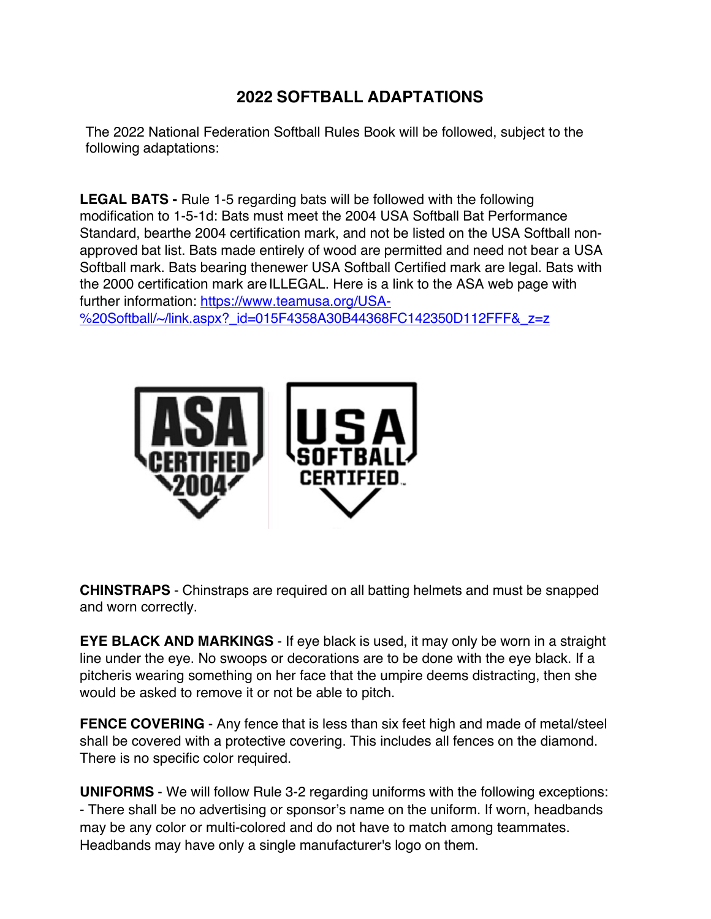# 2022 SOFTBALL ADAPTATIONS

The 2022 National Federation Softball Rules Book will be followed, subject to the following adaptations:

**LEGAL BATS -** Rule 1-5 regarding bats will be followed with the following modification to 1-5-1d: Bats must meet the 2004 USA Softball Bat Performance Standard, bearthe 2004 certification mark, and not be listed on the USA Softball non-approved bat list. Bats made entirely of wood are permitted and need not bear a USA Softball mark. Bats bearing thenewer USA Softball Certified mark are legal. Bats with the 2000 certification mark are ILLEGAL. Here is a link to the ASA web page with further information: [https://www.teamusa.org/USA-%20Softball/~/link.aspx?_id=015F4358A30B44368FC142350D112FFF&_z=z](https://www.teamusa.org/USA-%20Softball/~/link.aspx?_id=015F4358A30B44368FC142350D112FFF&_z=z)

**CHINSTRAPS** - Chinstraps are required on all batting helmets and must be snapped and worn correctly.

**EYE BLACK AND MARKINGS** - If eye black is used, it may only be worn in a straight line under the eye. No swoops or decorations are to be done with the eye black. If a pitcheris wearing something on her face that the umpire deems distracting, then she would be asked to remove it or not be able to pitch.

**FENCE COVERING** - Any fence that is less than six feet high and made of metal/steel shall be covered with a protective covering. This includes all fences on the diamond. There is no specific color required.

**UNIFORMS** - We will follow Rule 3-2 regarding uniforms with the following exceptions: - There shall be no advertising or sponsor's name on the uniform. If worn, headbands may be any color or multi-colored and do not have to match among teammates. Headbands may have only a single manufacturer's logo on them.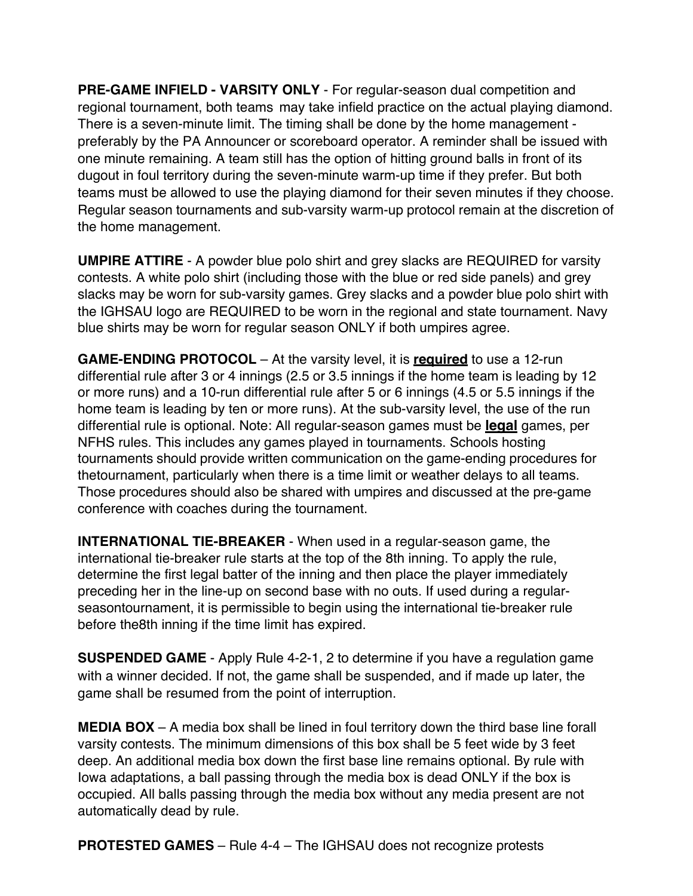**PRE-GAME INFIELD - VARSITY ONLY** - For regular-season dual competition and regional tournament, both teams may take infield practice on the actual playing diamond. There is a seven-minute limit. The timing shall be done by the home management - preferably by the PA Announcer or scoreboard operator. A reminder shall be issued with one minute remaining. A team still has the option of hitting ground balls in front of its dugout in foul territory during the seven-minute warm-up time if they prefer. But both teams must be allowed to use the playing diamond for their seven minutes if they choose. Regular season tournaments and sub-varsity warm-up protocol remain at the discretion of the home management.

**UMPIRE ATTIRE** - A powder blue polo shirt and grey slacks are REQUIRED for varsity contests. A white polo shirt (including those with the blue or red side panels) and grey slacks may be worn for sub-varsity games. Grey slacks and a powder blue polo shirt with the IGHSAU logo are REQUIRED to be worn in the regional and state tournament. Navy blue shirts may be worn for regular season ONLY if both umpires agree.

**GAME-ENDING PROTOCOL** – At the varsity level, it is **required** to use a 12-run differential rule after 3 or 4 innings (2.5 or 3.5 innings if the home team is leading by 12 or more runs) and a 10-run differential rule after 5 or 6 innings (4.5 or 5.5 innings if the home team is leading by ten or more runs). At the sub-varsity level, the use of the run differential rule is optional. Note: All regular-season games must be **legal** games, per NFHS rules. This includes any games played in tournaments. Schools hosting tournaments should provide written communication on the game-ending procedures for thetournament, particularly when there is a time limit or weather delays to all teams. Those procedures should also be shared with umpires and discussed at the pre-game conference with coaches during the tournament.

**INTERNATIONAL TIE-BREAKER** - When used in a regular-season game, the international tie-breaker rule starts at the top of the 8th inning. To apply the rule, determine the first legal batter of the inning and then place the player immediately preceding her in the line-up on second base with no outs. If used during a regular-seasontournament, it is permissible to begin using the international tie-breaker rule before the8th inning if the time limit has expired.

**SUSPENDED GAME** - Apply Rule 4-2-1, 2 to determine if you have a regulation game with a winner decided. If not, the game shall be suspended, and if made up later, the game shall be resumed from the point of interruption.

**MEDIA BOX** – A media box shall be lined in foul territory down the third base line forall varsity contests. The minimum dimensions of this box shall be 5 feet wide by 3 feet deep. An additional media box down the first base line remains optional. By rule with Iowa adaptations, a ball passing through the media box is dead ONLY if the box is occupied. All balls passing through the media box without any media present are not automatically dead by rule.

**PROTESTED GAMES** – Rule 4-4 – The IGHSAU does not recognize protests